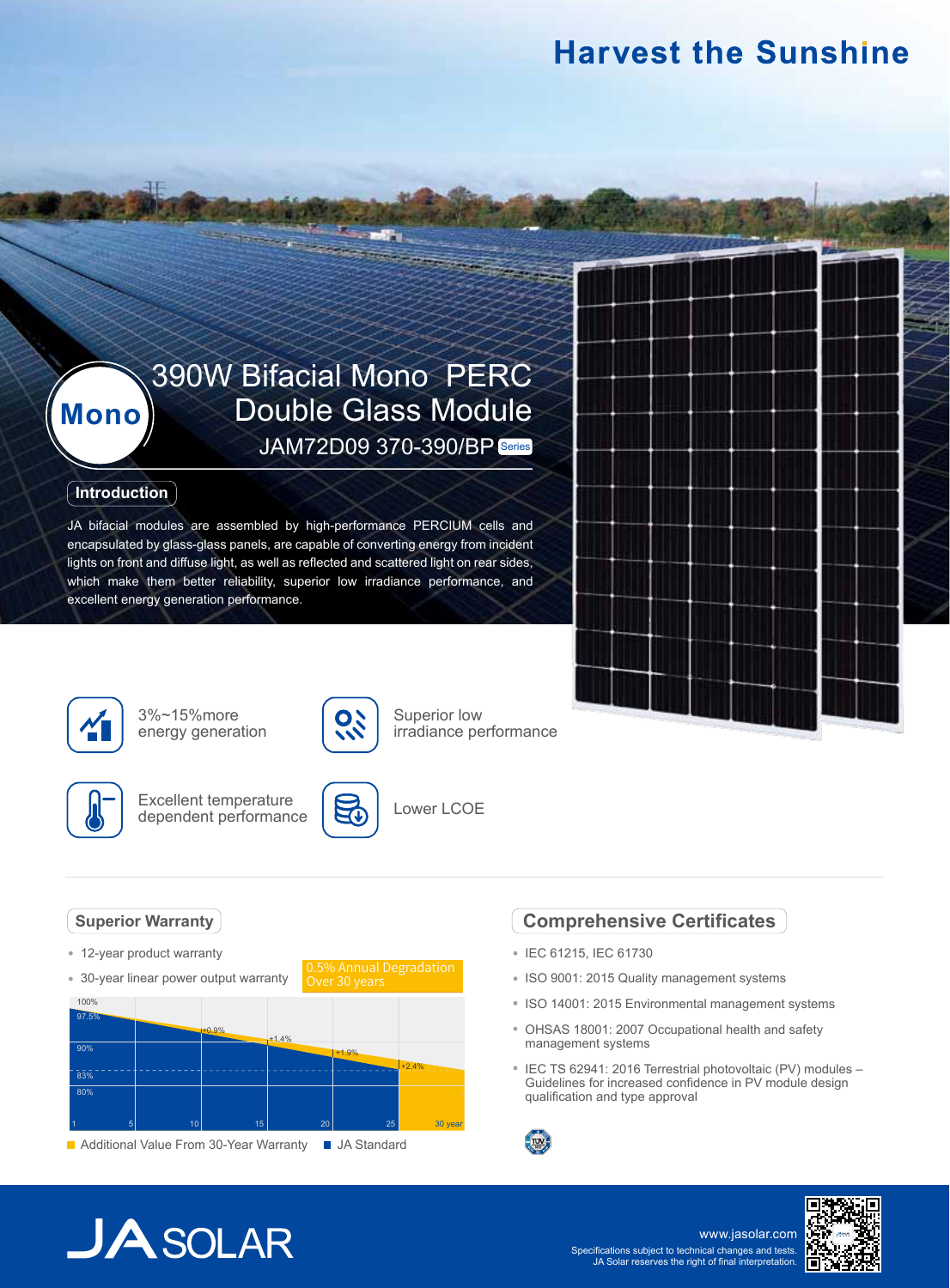# Harvest the Sunshine

## 390W Bifacial Mono PERC Double Glass Module

Mono

JAM72D09 370-390/BP Series

### Introduction

JA bifacial modules are assembled by high-performance PERCIUM cells and encapsulated by glass-glass panels, are capable of converting energy from incident lights on front and diffuse light, as well as reflected and scattered light on rear sides, which make them better reliability, superior low irradiance performance, and excellent energy generation performance.

- 3%~15%more energy generation
- Superior low irradiance performance
- Excellent temperature dependent performance
- Lower LCOE

### Superior Warranty

- 12-year product warranty
- 30-year linear power output warranty

0.5% Annual Degradation Over 30 years

100%, 97.5%, 90%, 83%, 80%

+0.9%, +1.4%, +1.9%, +2.4%

1, 5, 10, 15, 20, 25, 30 year

Additional Value From 30-Year Warranty | JA Standard

### Comprehensive Certificates

- IEC 61215, IEC 61730
- ISO 9001: 2015 Quality management systems
- ISO 14001: 2015 Environmental management systems
- OHSAS 18001: 2007 Occupational health and safety management systems
- IEC TS 62941: 2016 Terrestrial photovoltaic (PV) modules – Guidelines for increased confidence in PV module design qualification and type approval

JA SOLAR

www.jasolar.com

Specifications subject to technical changes and tests. JA Solar reserves the right of final interpretation.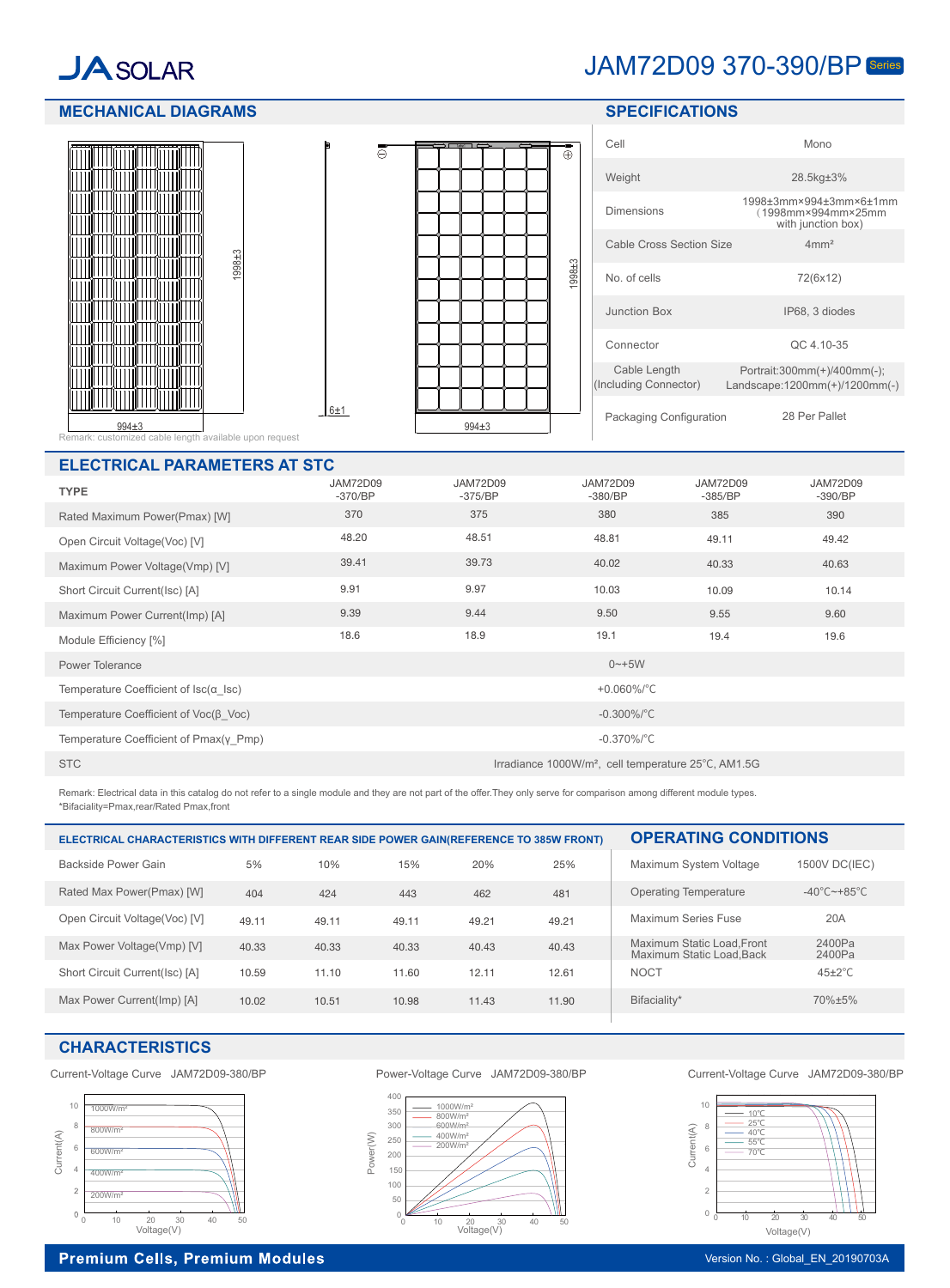# JA SOLAR

# JAM72D09 370-390/BP Series

## MECHANICAL DIAGRAMS

1998±3

994±3

6±1

1998±3

994±3

Remark: customized cable length available upon request

## SPECIFICATIONS

| | |
|---|---|
| Cell | Mono |
| Weight | 28.5kg±3% |
| Dimensions | 1998±3mm×994±3mm×6±1mm (1998mm×994mm×25mm with junction box) |
| Cable Cross Section Size | 4mm² |
| No. of cells | 72(6x12) |
| Junction Box | IP68, 3 diodes |
| Connector | QC 4.10-35 |
| Cable Length (Including Connector) | Portrait:300mm(+)/400mm(-); Landscape:1200mm(+)/1200mm(-) |
| Packaging Configuration | 28 Per Pallet |

## ELECTRICAL PARAMETERS AT STC

| TYPE | JAM72D09 -370/BP | JAM72D09 -375/BP | JAM72D09 -380/BP | JAM72D09 -385/BP | JAM72D09 -390/BP |
|---|---|---|---|---|---|
| Rated Maximum Power(Pmax) [W] | 370 | 375 | 380 | 385 | 390 |
| Open Circuit Voltage(Voc) [V] | 48.20 | 48.51 | 48.81 | 49.11 | 49.42 |
| Maximum Power Voltage(Vmp) [V] | 39.41 | 39.73 | 40.02 | 40.33 | 40.63 |
| Short Circuit Current(Isc) [A] | 9.91 | 9.97 | 10.03 | 10.09 | 10.14 |
| Maximum Power Current(Imp) [A] | 9.39 | 9.44 | 9.50 | 9.55 | 9.60 |
| Module Efficiency [%] | 18.6 | 18.9 | 19.1 | 19.4 | 19.6 |
| Power Tolerance | 0~+5W | | | | |
| Temperature Coefficient of Isc(α_Isc) | +0.060%/°C | | | | |
| Temperature Coefficient of Voc(β_Voc) | -0.300%/°C | | | | |
| Temperature Coefficient of Pmax(γ_Pmp) | -0.370%/°C | | | | |
| STC | Irradiance 1000W/m², cell temperature 25°C, AM1.5G | | | | |

Remark: Electrical data in this catalog do not refer to a single module and they are not part of the offer.They only serve for comparison among different module types.
*Bifaciality=Pmax,rear/Rated Pmax,front

## ELECTRICAL CHARACTERISTICS WITH DIFFERENT REAR SIDE POWER GAIN(REFERENCE TO 385W FRONT)

| Backside Power Gain | 5% | 10% | 15% | 20% | 25% |
|---|---|---|---|---|---|
| Rated Max Power(Pmax) [W] | 404 | 424 | 443 | 462 | 481 |
| Open Circuit Voltage(Voc) [V] | 49.11 | 49.11 | 49.11 | 49.21 | 49.21 |
| Max Power Voltage(Vmp) [V] | 40.33 | 40.33 | 40.33 | 40.43 | 40.43 |
| Short Circuit Current(Isc) [A] | 10.59 | 11.10 | 11.60 | 12.11 | 12.61 |
| Max Power Current(Imp) [A] | 10.02 | 10.51 | 10.98 | 11.43 | 11.90 |

## OPERATING CONDITIONS

| | |
|---|---|
| Maximum System Voltage | 1500V DC(IEC) |
| Operating Temperature | -40°C~+85°C |
| Maximum Series Fuse | 20A |
| Maximum Static Load,Front<br>Maximum Static Load,Back | 2400Pa<br>2400Pa |
| NOCT | 45±2°C |
| Bifaciality* | 70%±5% |

## CHARACTERISTICS

Current-Voltage Curve JAM72D09-380/BP

Current(A)
10, 8, 6, 4, 2, 0
1000W/m², 800W/m², 600W/m², 400W/m², 200W/m²
0, 10, 20, 30, 40, 50
Voltage(V)

Power-Voltage Curve JAM72D09-380/BP

Power(W)
400, 350, 300, 250, 200, 150, 100, 50, 0
1000W/m², 800W/m², 600W/m², 400W/m², 200W/m²
0, 10, 20, 30, 40, 50
Voltage(V)

Current-Voltage Curve JAM72D09-380/BP

Current(A)
10, 8, 6, 4, 2, 0
10°C, 25°C, 40°C, 55°C, 70°C
0, 10, 20, 30, 40, 50
Voltage(V)

**Premium Cells, Premium Modules**

Version No. : Global_EN_20190703A